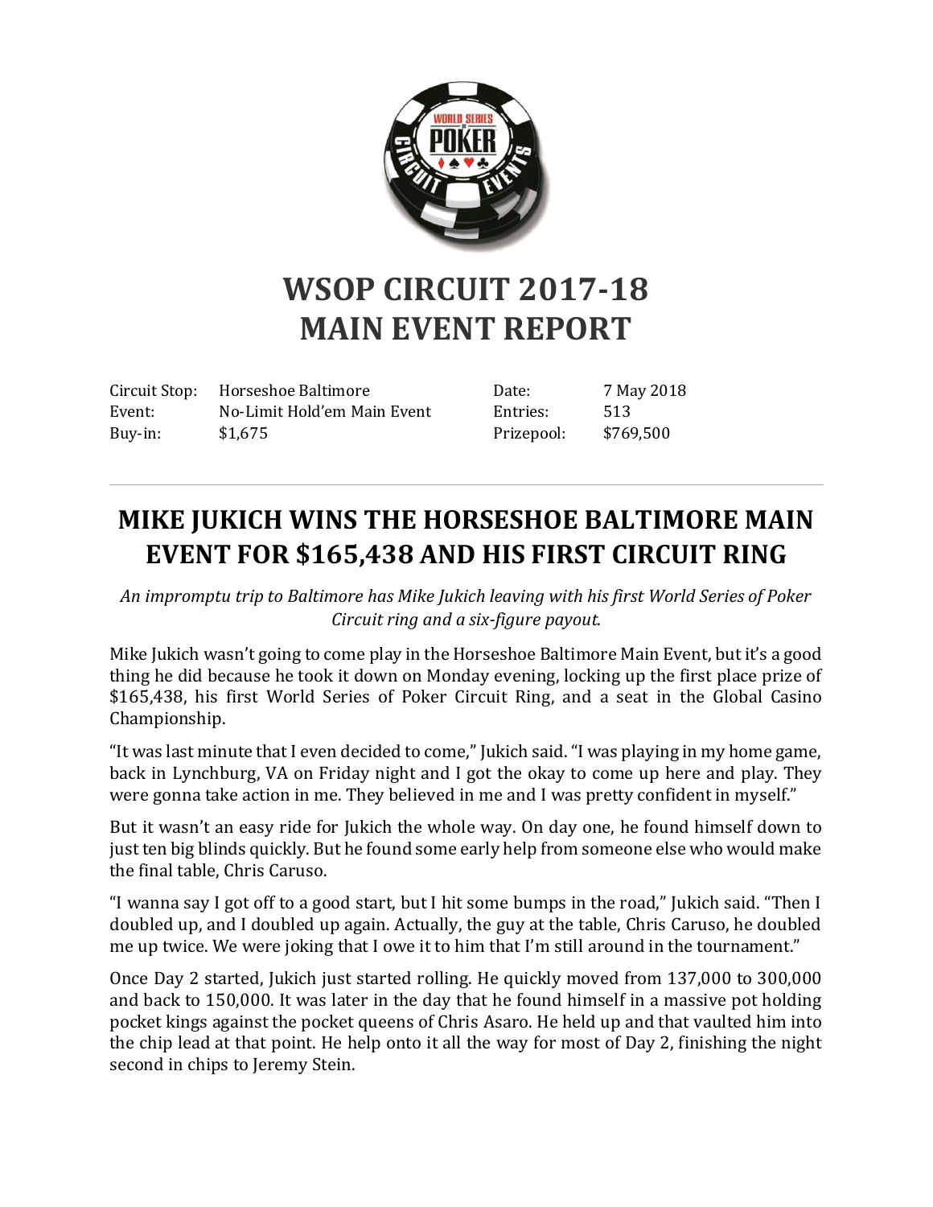# WSOP CIRCUIT 2017-18
# MAIN EVENT REPORT

| | | | |
|---|---|---|---|
| Circuit Stop: | Horseshoe Baltimore | Date: | 7 May 2018 |
| Event: | No-Limit Hold'em Main Event | Entries: | 513 |
| Buy-in: | $1,675 | Prizepool: | $769,500 |

---

## MIKE JUKICH WINS THE HORSESHOE BALTIMORE MAIN EVENT FOR $165,438 AND HIS FIRST CIRCUIT RING

*An impromptu trip to Baltimore has Mike Jukich leaving with his first World Series of Poker Circuit ring and a six-figure payout.*

Mike Jukich wasn't going to come play in the Horseshoe Baltimore Main Event, but it's a good thing he did because he took it down on Monday evening, locking up the first place prize of $165,438, his first World Series of Poker Circuit Ring, and a seat in the Global Casino Championship.

"It was last minute that I even decided to come," Jukich said. "I was playing in my home game, back in Lynchburg, VA on Friday night and I got the okay to come up here and play. They were gonna take action in me. They believed in me and I was pretty confident in myself."

But it wasn't an easy ride for Jukich the whole way. On day one, he found himself down to just ten big blinds quickly. But he found some early help from someone else who would make the final table, Chris Caruso.

"I wanna say I got off to a good start, but I hit some bumps in the road," Jukich said. "Then I doubled up, and I doubled up again. Actually, the guy at the table, Chris Caruso, he doubled me up twice. We were joking that I owe it to him that I'm still around in the tournament."

Once Day 2 started, Jukich just started rolling. He quickly moved from 137,000 to 300,000 and back to 150,000. It was later in the day that he found himself in a massive pot holding pocket kings against the pocket queens of Chris Asaro. He held up and that vaulted him into the chip lead at that point. He help onto it all the way for most of Day 2, finishing the night second in chips to Jeremy Stein.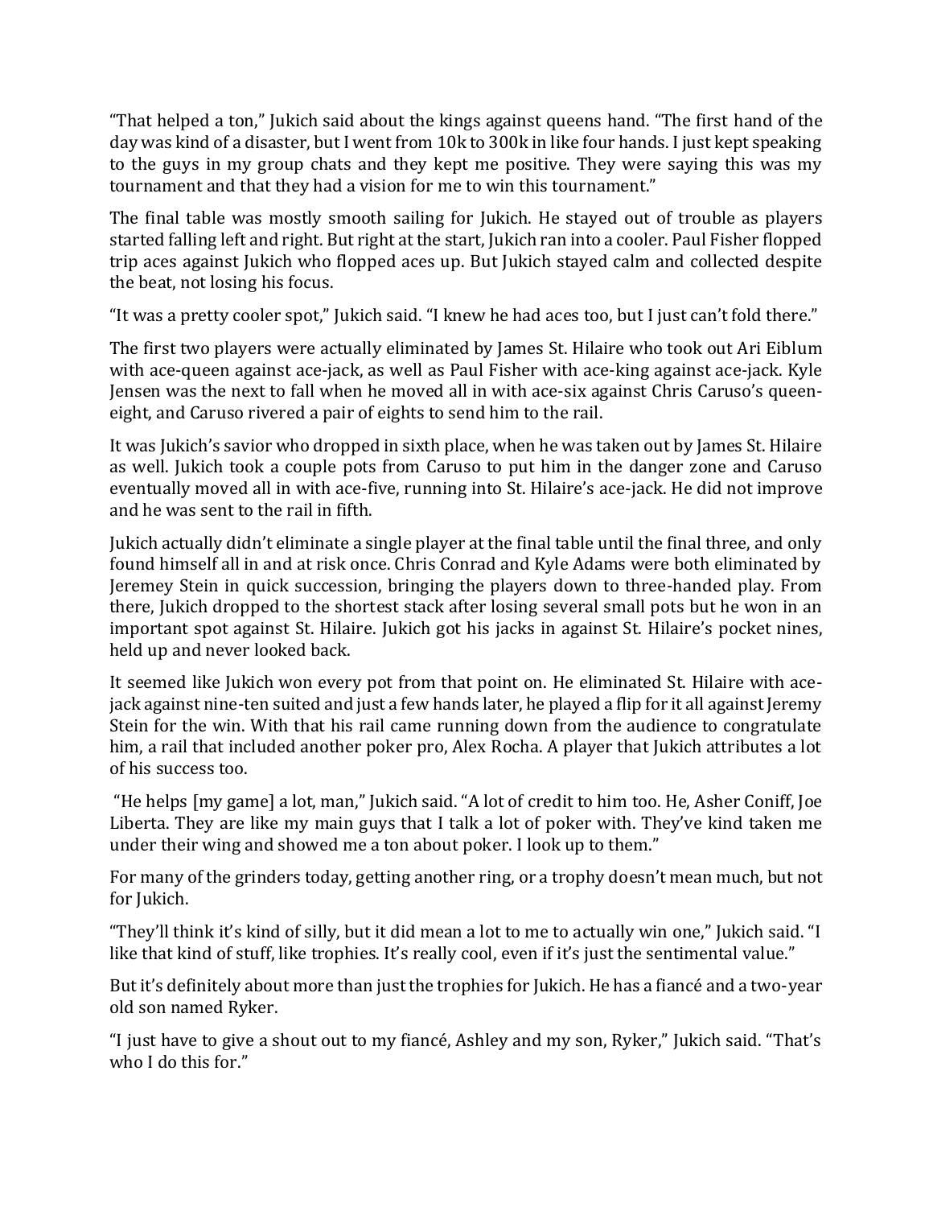"That helped a ton," Jukich said about the kings against queens hand. "The first hand of the day was kind of a disaster, but I went from 10k to 300k in like four hands. I just kept speaking to the guys in my group chats and they kept me positive. They were saying this was my tournament and that they had a vision for me to win this tournament."

The final table was mostly smooth sailing for Jukich. He stayed out of trouble as players started falling left and right. But right at the start, Jukich ran into a cooler. Paul Fisher flopped trip aces against Jukich who flopped aces up. But Jukich stayed calm and collected despite the beat, not losing his focus.

"It was a pretty cooler spot," Jukich said. "I knew he had aces too, but I just can't fold there."

The first two players were actually eliminated by James St. Hilaire who took out Ari Eiblum with ace-queen against ace-jack, as well as Paul Fisher with ace-king against ace-jack. Kyle Jensen was the next to fall when he moved all in with ace-six against Chris Caruso's queen-eight, and Caruso rivered a pair of eights to send him to the rail.

It was Jukich's savior who dropped in sixth place, when he was taken out by James St. Hilaire as well. Jukich took a couple pots from Caruso to put him in the danger zone and Caruso eventually moved all in with ace-five, running into St. Hilaire's ace-jack. He did not improve and he was sent to the rail in fifth.

Jukich actually didn't eliminate a single player at the final table until the final three, and only found himself all in and at risk once. Chris Conrad and Kyle Adams were both eliminated by Jeremey Stein in quick succession, bringing the players down to three-handed play. From there, Jukich dropped to the shortest stack after losing several small pots but he won in an important spot against St. Hilaire. Jukich got his jacks in against St. Hilaire's pocket nines, held up and never looked back.

It seemed like Jukich won every pot from that point on. He eliminated St. Hilaire with ace-jack against nine-ten suited and just a few hands later, he played a flip for it all against Jeremy Stein for the win. With that his rail came running down from the audience to congratulate him, a rail that included another poker pro, Alex Rocha. A player that Jukich attributes a lot of his success too.

"He helps [my game] a lot, man," Jukich said. "A lot of credit to him too. He, Asher Coniff, Joe Liberta. They are like my main guys that I talk a lot of poker with. They've kind taken me under their wing and showed me a ton about poker. I look up to them."

For many of the grinders today, getting another ring, or a trophy doesn't mean much, but not for Jukich.

"They'll think it's kind of silly, but it did mean a lot to me to actually win one," Jukich said. "I like that kind of stuff, like trophies. It's really cool, even if it's just the sentimental value."

But it's definitely about more than just the trophies for Jukich. He has a fiancé and a two-year old son named Ryker.

"I just have to give a shout out to my fiancé, Ashley and my son, Ryker," Jukich said. "That's who I do this for."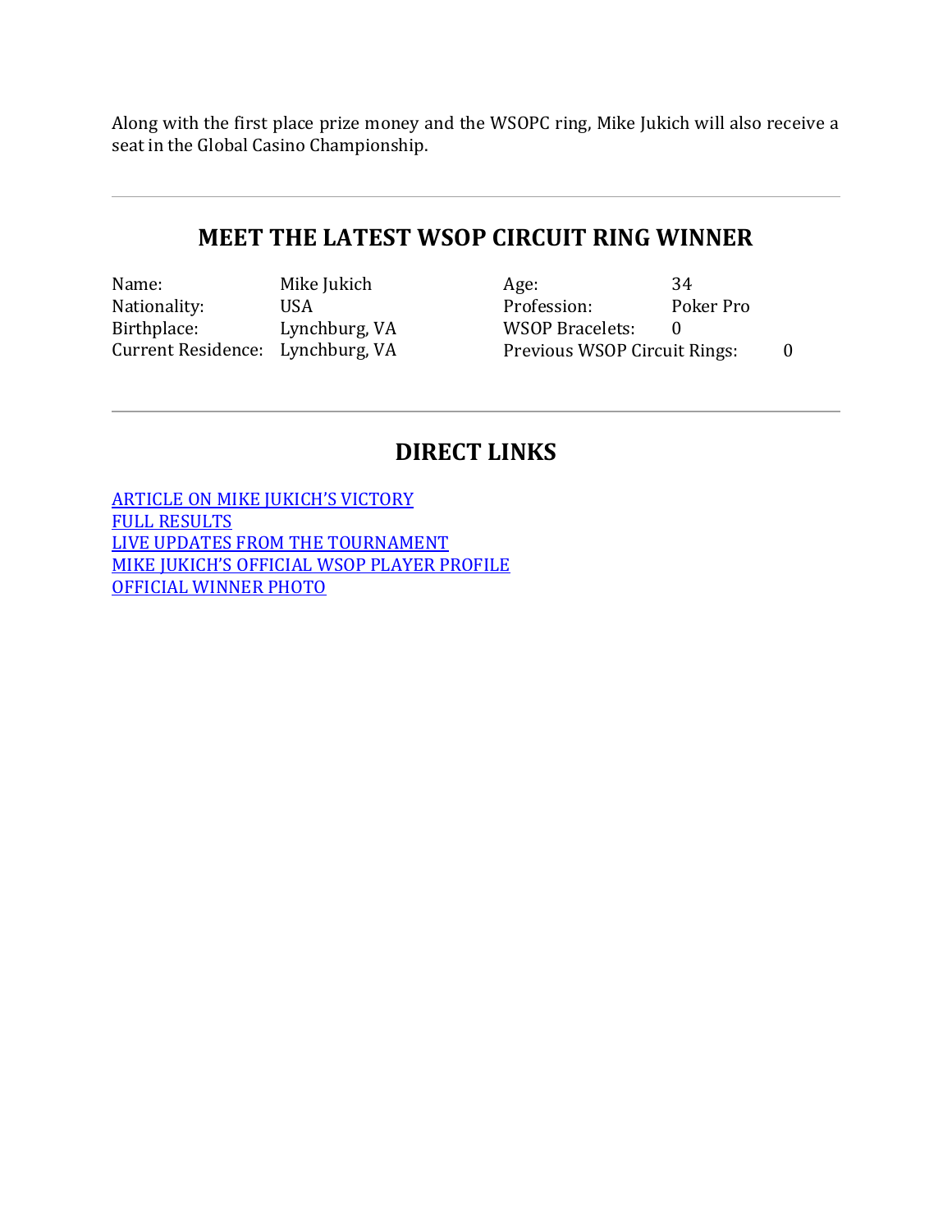Along with the first place prize money and the WSOPC ring, Mike Jukich will also receive a seat in the Global Casino Championship.

---

## MEET THE LATEST WSOP CIRCUIT RING WINNER

| | | | |
|---|---|---|---|
| Name: | Mike Jukich | Age: | 34 |
| Nationality: | USA | Profession: | Poker Pro |
| Birthplace: | Lynchburg, VA | WSOP Bracelets: | 0 |
| Current Residence: | Lynchburg, VA | Previous WSOP Circuit Rings: | 0 |

---

## DIRECT LINKS

ARTICLE ON MIKE JUKICH'S VICTORY
FULL RESULTS
LIVE UPDATES FROM THE TOURNAMENT
MIKE JUKICH'S OFFICIAL WSOP PLAYER PROFILE
OFFICIAL WINNER PHOTO